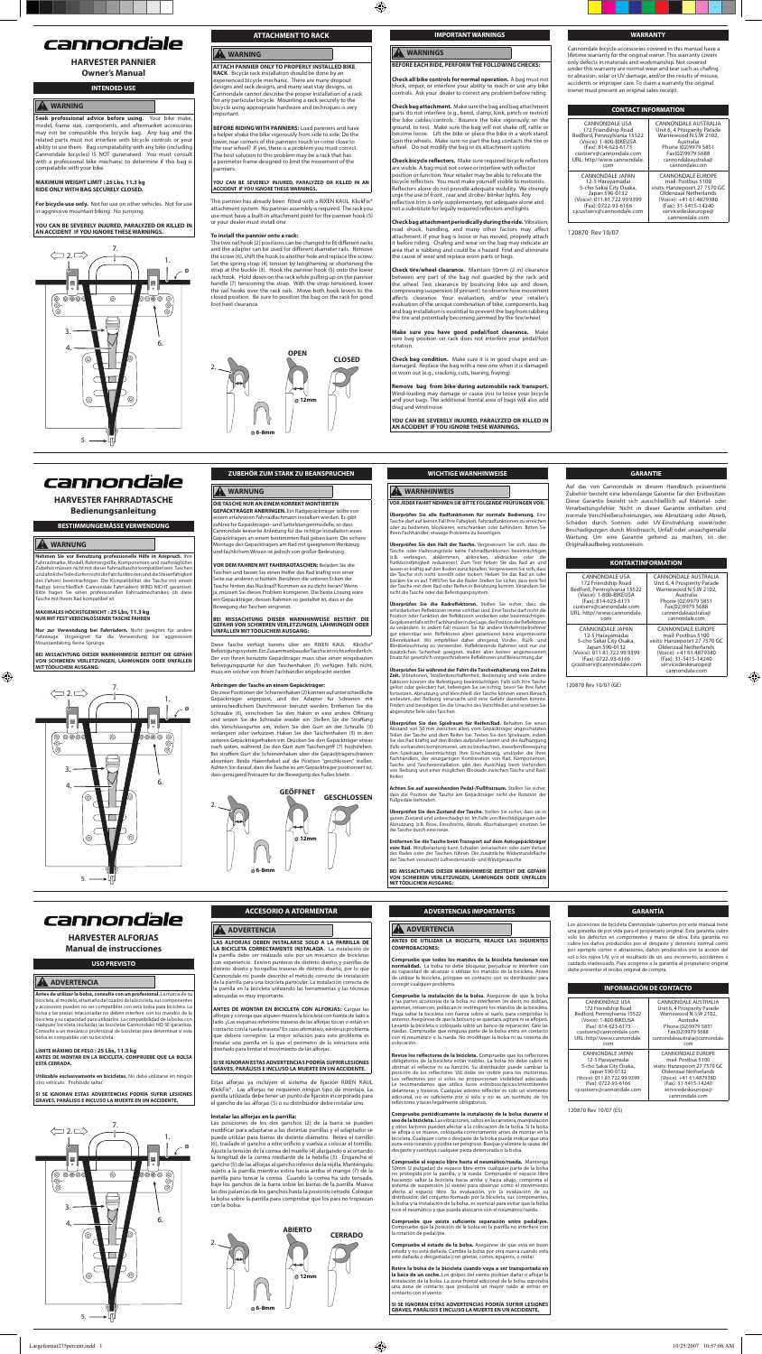# cannondale

## HARVESTER PANNIER

### Owner's Manual

### INTENDED USE

**WARNING**

**Seek professional advice before using.** Your bike make, model, frame size, components, and aftermarket accessories may not be compatible with this bicycle bag. Any bag and the related parts must not interfere with bicycle controls or your ability to use them. Bag compatibility with any bike (including Cannondale bicycles) IS NOT guaranteed. You must consult with a professional bike mechanic to determine if this bag is compatible with your bike.

**MAXIMUM WEIGHT LIMIT : 25 Lbs, 11.3 kg**
**RIDE ONLY WITH BAG SECURELY CLOSED.**

**For bicycle use only.** Not for use on other vehicles. Not for use in aggressive mountain biking. No jumping.

**YOU CAN BE SEVERELY INJURED, PARALYZED OR KILLED IN AN ACCIDENT IF YOU IGNORE THESE WARNINGS.**

### ATTACHMENT TO RACK

**WARNING**

**ATTACH PANNIER ONLY TO PROPERLY INSTALLED BIKE RACK.** Bicycle rack installation should be done by an experienced bicycle mechanic. There are many dropout designs and rack designs, and many seat stay designs, so Cannondale cannot describe the proper installation of a rack for any particular bicycle. Mounting a rack securely to the bicycle using appropriate hardware and techniques is very important.

**BEFORE RIDING WITH PANNIERS:** Load panniers and have a helper shake the bike vigorously from side to side. Do the lower, rear corners of the panniers touch or come close to the rear wheel? If yes, there is a problem you must correct. The best solution to this problem may be a rack that has a perimeter frame designed to limit the movement of the panniers.

**YOU CAN BE SEVERELY INJURED, PARALYZED OR KILLED IN AN ACCIDENT IF YOU IGNORE THESE WARNINGS.**

This pannier has already been fitted with a RIXEN KAUL KlickFix® attachment system. No pannier assembly is required. The rack you use must have a built-in attachment point for the pannier hook (5) or your dealer must install one.

**To install the pannier onto a rack:**

The two rail hook (2) positions can be changed to fit different racks and the adapter can be used for different diameter rails. Remove the screw (6), shift the hook to another hole and replace the screw. Set the spring strap (4) tension by lengthening or shortening the strap at the buckle (3). Hook the pannier hook (5) onto the lower rack hook. Hold down on the rack while pulling up on the pannier handle (7) tensioning the strap. With the strap tensioned, lower the rail hooks over the rack rails. Move both hook levers to the closed position. Be sure to position the bag on the rack for good foot heel clearance.

OPEN CLOSED

### IMPORTANT WARNINGS

**WARNINGS**

**BEFORE EACH RIDE, PERFORM THE FOLLOWING CHECKS:**

**Check all bike controls for normal operation.** A bag must not block, impair, or interfere your ability to reach or use any bike controls. Ask your dealer to correct any problem before riding.

**Check bag attachment.** Make sure the bag and bag attachment parts do not interfere (e.g., bend, clamp, kink, pinch or restrict) the bike cables/controls. Bounce the bike vigorously on the ground, to test. Make sure the bag will not shake off, rattle or become loose. Lift the bike or place the bike in a work stand. Spin the wheels. Make sure no part the bag contacts the tire or wheel. Do not modify the bag or its attachment system.

**Check bicycle reflectors.** Make sure required bicycle reflectors are visible. A bag must not cover or interfere with reflector position or function. Your retailer may be able to relocate the bicycle reflectors. You must make yourself visible to motorists. Reflectors alone do not provide adequate visibility. We strongly urge the use of front, rear and strobe/ blinker lights. Any reflective trim is only supplementary, not adequate alone and not a substitute for legally required reflectors and lights.

**Check bag attachment periodically during the ride.** Vibration, road shock, handling, and many other factors may affect attachment. If your bag is loose or has moved, properly attach it before riding. Chafing and wear on the bag may indicate an area that is rubbing and could be a hazard. Find and eliminate the cause of wear and replace worn parts or bags.

**Check tire/wheel clearance.** Maintain 50mm (2 in) clearance between any part of the bag not guarded by the rack and the wheel. Test clearance by bouncing bike up and down, compressing suspension (if present) to observe how movement affects clearance. Your evaluation, and/or your retailer's evaluation of the unique combination of bike, components, bag and bag installation is essential to prevent the bag from rubbing the tire and potentially becoming jammed by the tire/wheel.

**Make sure you have good pedal/foot clearance.** Make sure bag position on rack does not interfere your pedal/foot rotation.

**Check bag condition.** Make sure it is in good shape and undamaged. Replace the bag with a new one when it is damaged or worn out (e.g., cracking, cuts, tearing, fraying).

**Remove bag from bike during automobile rack transport.** Wind-loading may damage or cause you to loose your bicycle and your bags. The additional frontal area of bags will also add drag and wind noise.

**YOU CAN BE SEVERELY INJURED, PARALYZED OR KILLED IN AN ACCIDENT IF YOU IGNORE THESE WARNINGS.**

### WARRANTY

Cannondale bicycle accessories covered in this manual have a lifetime warranty for the original owner. This warranty covers only defects in materials and workmanship. Not covered under this warranty are normal wear and tear such as chafing or abrasion, solar or UV damage, and/or the results of misuse, accidents or improper care. To claim a warranty the original owner must present an original sales receipt.

### CONTACT INFORMATION

| CANNONDALE USA<br>172 Friendship Road<br>Bedford, Pennsylvania 15522<br>(Voice): 1-800-BIKEUSA<br>(Fax): 814-623-6173<br>custserv@cannondale.com<br>URL: http://www.cannondale.com | CANNONDALE AUSTRALIA<br>Unit 4, 4 Prosperity Parade<br>Warriewood N.S.W 2102,<br>Australia<br>Phone (02)9979 5851<br>Fax(02)9979 5688<br>cannondaleaustralia@cannondale.com |
|---|---|
| CANNONDALE JAPAN<br>12-5 Harayamadai<br>5-cho Sakai City Osaka,<br>Japan 590-0132<br>(Voice): 011.81.722.99.9399<br>(Fax): 0722-93-6166<br>cjcustserv@cannondale.com | CANNONDALE EUROPE<br>mail: Postbus 5100<br>visits: Hanzepoort 27 7570 GC<br>Oldenzaal Netherlands<br>(Voice): +41-61.4879380<br>(Fax): 31-5415-14240<br>servicedeskeurope@cannondale.com |

120870 Rev 10/07

# cannondale

## HARVESTER FAHRRADTASCHE

### Bedienungsanleitung

### BESTIMMUNGSGEMÄSSE VERWENDUNG

**WARNUNG**

**Nehmen Sie vor Benutzung professionelle Hilfe in Anspruch.** Ihre Fahrradmarke, Modell, Rahmengröße, Komponenten und nachträgliches Zubehör müssen nicht mit dieser Fahrradtasche kompatibel sein. Taschen und ähnliche Teile dürfen nicht die Fahrfunktionen und die Steuerfähigkeit des Fahrers beeinträchtigen. Die Kompatibilität der Tasche mit einem Radtyp (einschließlich Cannondale Fahrrädern) WIRD NICHT garantiert. Bitte fragen Sie einen professionellen Fahrradmechaniker, ob diese Tasche mit Ihrem Rad kompatibel ist.

**MAXIMALES HÖCHSTGEWICHT : 25 Lbs, 11.3 kg**
**NUR MIT FEST VERSCHLOSSENER TASCHE FAHREN**

**Nur zur Verwendung bei Fahrrädern.** Nicht geeignet für andere Fahrzeuge. Ungeeignet für die Verwendung bei aggressivem Mountainbiking. Keine Sprünge.

**BEI MISSACHTUNG DIESER WARNHINWEISE BESTEHT DIE GEFAHR VON SCHWEREN VERLETZUNGEN, LÄHMUNGEN ODER UNFÄLLEN MIT TÖDLICHEM AUSGANG.**

### ZUBEHÖR ZUM STARK ZU BEANSPRUCHEN

**WARNUNG**

**DIE TASCHE NUR AN EINEM KORREKT MONTIERTEN GEPÄCKTRÄGER ANBRINGEN.** Ein Radgepäckträger sollte von einem erfahrenen Fahrradfachmann installiert werden. Es gibt zahlreiche Gepäckträger- und Sattelstangenmodelle, so dass Cannondale keinerlei Anleitung für die richtige Installation eines Gepäckträgers an einem bestimmten Rad geben kann. Die sichere Montage des Gepäckträgers am Rad mit geeigneten Werkzeug und fachlichem Wissen ist jedoch von großer Bedeutung.

**VOR DEM FAHREN MIT FAHRRADTASCHEN:** Beladen Sie die Taschen und lassen Sie einen Helfer das Rad kräftig von einer Seite zur anderen schütteln. Berühren die unteren Ecken der Tasche hinten das Rückrad? Kommen sie zu dicht heran? Wenn ja, müssen Sie dieses Problem beseitigen. Die beste Lösung wäre ein Gepäckträger, dessen Rahmen so gestaltet ist, dass er die Bewegung der Taschen eingrenzt.

**BEI MISSACHTUNG DIESER WARNHINWEISE BESTEHT DIE GEFAHR VON SCHWEREN VERLETZUNGEN, LÄHMUNGEN ODER UNFÄLLEN MIT TÖDLICHEM AUSGANG.**

Diese Tasche verfügt bereits über ein RIXEN KAUL Klickfix® Befestigungssystem. Ein Zusammenbau der Tasche ist nicht erforderlich. Der von Ihnen benutzte Gepäckträger muss über einen eingebauten Befestigungspunkt für den Taschenhaken (5) verfügen. Falls nicht, muss ein solcher von Ihrem Fachhändler angebracht werden.

**Anbringen der Tasche an einem Gepäckträger:**

Die zwei Positionen der Schienenhaken (2) können auf unterschiedliche Gepäckträger angepasst, und der Adapter für Schienen mit unterschiedlichem Durchmesser benutzt werden. Entfernen Sie die Schraube (6), verschieben Sie den Haken in eine andere Öffnung und setzen Sie die Schraube wieder ein. Stellen Sie die Straffung des Verschlussgurtes ein, indem Sie den Gurt an der Schnalle (3) verlängern oder verkürzen. Haken Sie den Taschenhaken (5) in den unteren Gepäckträgerhaken ein. Drücken Sie den Gepäckträger etwas nach unten, während Sie den Gurt zum Taschengriff (7) hochziehen. Bei straffem Gurt die Schienenhaken über die Gepäckträgerschienen absenken. Beide Hakenhebel auf die Position "geschlossen" stellen. Achten Sie darauf, die Tasche so am Gepäckträger zu positionieren, dass genügend Freiraum für die Bewegung des Fußes bleibt.

GEÖFFNET GESCHLOSSEN

### WICHTIGE WARNHINWEISE

**WARNHINWEIS**

**VOR JEDER FAHRT NEHMEN SIE BITTE FOLGENDE PRÜFUNGEN VOR:**

**Überprüfen Sie alle Radfunktionen für normale Bedienung.** Eine Tasche darf auf keinen Fall Ihre Fähigkeit, Fahrradfunktionen zu erreichen oder zu bedienen, blockieren, einschränken oder behindern. Bitten Sie Ihren Fachhändler, etwaige Probleme zu beseitigen.

**Überprüfen Sie den Halt der Tasche.** Vergewissern Sie sich, dass die Tasche oder Halterungsteile keine Fahrradfunktionen beeinträchtigen (z.B. verbiegen, abklemmen, abknicken, abdrücken oder die Funktionsfähigkeit reduzieren). Zum Test heben Sie das Rad an und lassen es kräftig auf den Boden zurückprallen. Vergewissern Sie sich, dass die Tasche sich nicht losrüttelt oder lockert. Heben Sie das Rad an oder bocken Sie es auf. Drehen Sie die Räder. Stellen Sie sicher, dass kein Teil der Tasche mit dem Rad oder Reifen in Berührung kommt. Verändern Sie nicht die Tasche oder das Befestigungssystem.

**Überprüfen Sie die Radreflektoren.** Stellen Sie sicher, dass die erforderlichen Reflektoren immer sichtbar sind. Eine Tasche darf nicht die Position oder Funktion der Reflektoren verdecken oder beeinträchtigen. Gegebenenfalls ist Ihr Fachhändler in der Lage, die Position der Reflektoren zu verändern. In jedem Fall müssen Sie für andere Verkehrsteilnehmer gut erkennbar sein. Reflektoren allein garantieren keine angemessene Erkennbarkeit. Wir empfehlen daher dringend, Vorder-, Rück- und Blinkbeleuchtung zu verwenden. Reflektierende Rahmen sind nur zur zusätzlichen Sicherheit geeignet, stellen aber keinen angemessenen Ersatz für gesetzlich vorgeschriebene Reflektoren und Beleuchtung dar.

**Überprüfen Sie während der Fahrt die Taschenhalterung von Zeit zu Zeit.** Vibrationen, Straßenbeschaffenheit, Bedienung und viele andere Faktoren können die Befestigung beeinträchtigen. Falls sich Ihre Tasche gelöst oder gelockert hat, befestigen Sie sie richtig, bevor Sie Ihre Fahrt fortsetzen. Abnutzung und Verschleiß der Tasche können einen Bereich andeuten, der Reibung verursacht und eine Gefahr darstellen könnte. Finden und beseitigen Sie die Ursache des Verschleißes und ersetzen Sie abgenutzte Teile oder Taschen.

**Überprüfen Sie den Spielraum für Reifen/Rad.** Behalten Sie einen Abstand von 50 mm zwischen allen, vom Gepäckträger ungeschützten Teilen der Tasche und dem Reifen bei. Testen Sie den Spielraum, indem Sie das Rad kräftig auf den Boden aufprallen lassen und die Aufhängung (falls vorhanden) komprimieren, um zu beobachten, inwiefern Bewegung den Spielraum beeinträchtigt. Ihre Einschätzung, und/oder die Ihres Fachhändlers, der einzigartigen Kombination von Rad, Komponenten, Tasche und Taschen­installation gibt den Ausschlag beim Verhindern von Reibung und einer möglichen Blockade zwischen Tasche und Rad/Reifen.

**Achten Sie auf ausreichenden Pedal-/Fußfreiraum.** Stellen Sie sicher, dass die Position der Tasche am Gepäckträger nicht die Rotation der Fußpedale behindert.

**Überprüfen Sie den Zustand der Tasche.** Stellen Sie sicher, dass sie in gutem Zustand und unbeschädigt ist. Im Falle von Beschädigungen oder Abnutzung (z.B. Risse, Einschnitte, Abriebe, Abschabungen) ersetzen Sie die Tasche durch eine neue.

**Entfernen Sie die Tasche beim Transport auf dem Autogepäckträger vom Rad.** Windbelastung kann Schäden verursachen oder zum Verlust des Rades oder der Taschen führen. Die zusätzliche Widerstandsfläche der Taschen verursacht Luftwiderstands- und Windgeräusche.

**BEI MISSACHTUNG DIESER WARNHINWEISE BESTEHT DIE GEFAHR VON SCHWEREN VERLETZUNGEN, LÄHMUNGEN ODER UNFÄLLEN MIT TÖDLICHEM AUSGANG.**

### GARANTIE

Auf das von Cannondale in diesem Handbuch präsentierte Zubehör besteht eine lebenslange Garantie für den Erstbesitzer. Diese Garantie bezieht sich ausschließlich auf Material- oder Verarbeitungsfehler. Nicht in dieser Garantie enthalten sind normale Verschleißerscheinungen, wie Abnutzung oder Abrieb, Schäden durch Sonnen- oder UV-Einstrahlung sowie/oder Beschädigungen durch Missbrauch, Unfall oder unsachgemäße Wartung. Um eine Garantie geltend zu machen, ist der Originalkaufbeleg vorzuweisen.

### KONTAKTINFORMATION

| CANNONDALE USA<br>172 Friendship Road<br>Bedford, Pennsylvania 15522<br>(Voice): 1-800-BIKEUSA<br>(Fax): 814-623-6173<br>custserv@cannondale.com<br>URL: http://www.cannondale.com | CANNONDALE AUSTRALIA<br>Unit 4, 4 Prosperity Parade<br>Warriewood N.S.W 2102,<br>Australia<br>Phone (02)9979 5851<br>Fax(02)9979 5688<br>cannondaleaustralia@cannondale.com |
|---|---|
| CANNONDALE JAPAN<br>12-5 Harayamadai<br>5-cho Sakai City Osaka,<br>Japan 590-0132<br>(Voice): 011.81.722.99.9399<br>(Fax): 0722-93-6166<br>cjcustserv@cannondale.com | CANNONDALE EUROPE<br>mail: Postbus 5100<br>visits: Hanzepoort 27 7570 GC<br>Oldenzaal Netherlands<br>(Voice): +41-61.4879380<br>(Fax): 31-5415-14240<br>servicedeskeurope@cannondale.com |

120870 Rev 10/07 (GE)

# cannondale

## HARVESTER ALFORJAS

### Manual de instrucciones

### USO PREVISTO

**ADVERTENCIA**

**Antes de utilizar la bolsa, consulte con un profesional.** La marca de su bicicleta, el modelo, el tamaño del cuadro de la bicicleta, sus componentes y accesorios pueden no ser compatibles con esta bolsa para bicicleta. La bolsa y las piezas relacionadas no deben interferir con los mandos de la bicicleta y su capacidad para utilizarlos. La compatibilidad de la bolsa con cualquier bicicleta (incluidas las bicicletas Cannondale) NO SE GARANTIZA. Consulte a un mecánico profesional de bicicletas para determinar si esta bolsa es compatible con su bicicleta.

**LÍMITE MÁXIMO DE PESO : 25 Lbs, 11.3 kg**
**ANTES DE MONTAR EN LA BICICLETA, COMPRUEBE QUE LA BOLSA ESTÁ CERRADA.**

**Utilizable exclusivamente en bicicletas.** No debe utilizarse en ningún otro vehículo. Prohibido saltar.

**SI SE IGNORAN ESTAS ADVERTENCIAS PODRÍA SUFRIR LESIONES GRAVES, PARÁLISIS E INCLUSO LA MUERTE EN UN ACCIDENTE.**

### ACCESORIO A ATORMENTAR

**ADVERTENCIA**

**LAS ALFORJAS DEBEN INSTALARSE SOLO A LA PARRILLA DE LA BICICLETA CORRECTAMENTE INSTALADA.** La instalación de la parrilla debe ser realizada solo por un mecánico de bicicletas con experiencia. Existen punteras de distinto diseño, y parrillas de distinto diseño y horquillas traseras de distinto diseño, por lo que Cannondale no puede describir el método correcto de instalación de la parrilla para una bicicleta particular. La instalación correcta de la parrilla en la bicicleta utilizando las herramientas y las técnicas adecuadas es muy importante.

**ANTES DE MONTAR EN BICICLETA CON ALFORJAS:** Cargue las alforjas y consiga que alguien mueva la bicicleta con fuerza de lado a lado. ¿Las esquinas inferiores traseras de las alforjas tocan o están en contacto con la rueda trasera? En caso afirmativo, existe un problema que deberá corregirse. La mejor solución para este problema es instalar una parrilla en la que el perímetro de la estructura está diseñado para limitar el movimiento de las alforjas.

**SI SE IGNORAN ESTAS ADVERTENCIAS PODRÍA SUFRIR LESIONES GRAVES, PARÁLISIS E INCLUSO LA MUERTE EN UN ACCIDENTE.**

Estas alforjas ya incluyen el sistema de fijación RIXEN KAUL KlickFix®. Las alforjas no requieren ningún tipo de montaje. La parrilla utilizada debe tener un punto de fijación incorporado para el gancho de las alforjas (5) o su distribuidor debe instalar uno.

**Instalar las alforjas en la parrilla:**

Las posiciones de los dos ganchos (2) de la barra se pueden modificar para adaptarse a las distintas parrillas y el adaptador se puede utilizar para barras de distinto diámetro. Retire el tornillo (6), traslade el gancho a otro orificio y vuelva a colocar el tornillo. Ajuste la tensión de la correa del muelle (4) alargando o acortando la longitud de la correa mediante de la hebilla (3). Enganche el gancho (5) de las alforjas al gancho inferior de la rejilla. Manteniendo sujeto a la parrilla mientras estira hacia arriba el mango (7) de la parrilla para tensar la correa. Cuando la correa ha sido tensada, baje los ganchos de la barra sobre las barras de la parrilla. Mueva las dos palancas de los ganchos hasta la posición cerrado. Coloque la bolsa sobre la parrilla para comprobar que los pies no tropiezan con la bolsa.

ABIERTO CERRADO

### ADVERTENCIAS IMPORTANTES

**ADVERTENCIA**

**ANTES DE UTILIZAR LA BICICLETA, REALICE LAS SIGUIENTES COMPROBACIONES:**

**Compruebe que todos los mandos de la bicicleta funcionan con normalidad.** La bolsa no debe bloquear, perjudicar ni interferir con su capacidad de alcanzar o utilizar los mandos de la bicicleta. Antes de utilizar la bicicleta, póngase en contacto con su distribuidor para corregir cualquier problema.

**Compruebe la instalación de la bolsa.** Asegúrese de que la bolsa y las partes accesorias de la bolsa no interfieren (es decir, no doblan, aprietan, retuercen, pellizcan ni restringen) los mandos de la bicicleta. Haga saltar la bicicleta con fuerza sobre el suelo, para comprobar lo anterior. Asegúrese de que la bolsa no se quiera, agite ni se afloje. Levante la bicicleta o colóquela sobre un banco de reparación. Gire las ruedas. Compruebe que ninguna parte de la bolsa entra en contacto con el neumático o la rueda. No modifique la bolsa ni su sistema de colocación.

**Revise los reflectores de la bicicleta.** Compruebe que los reflectores obligatorios de la bicicleta estén visibles. La bolsa no debe cubrir ni obstruir el reflector ni su función. Su distribuidor puede cambiar la posición de los reflectores. Vd. debe ser visible para los motoristas. Los reflectores por sí solos no proporcionan visibilidad adecuada. Se recomendamos que utilice luces estroboscópicas/intermitentes delanteras y traseras. Cualquier adorno reflector es solo un elemento adicional, no es suficiente por sí solo y no es un sustituto de los reflectores y luces legalmente obligatorios.

**Compruebe periódicamente la instalación de la bolsa durante el uso de la bicicleta.** Las vibraciones, saltos en la carretera, manipulación y otros factores pueden afectar a la colocación de la bolsa. Si la bolsa se afloja o se mueve, colóquela correctamente antes de montar en la bicicleta. Cualquier corte o desgaste de la bolsa puede indicar que una zona está rozando y podría ser peligrosa. Busque y elimine la causa del desgaste y sustituya cualquier pieza deteriorada o la bolsa.

**Compruebe el espacio libre hasta el neumático/rueda.** Mantenga 50mm (2 pulgadas) de espacio libre entre cualquier parte de la bolsa no protegida por la parrilla, y la rueda. Compruebe el espacio libre haciendo saltar la bicicleta hacia arriba y hacia abajo, comprima el sistema de suspensión (si existe) para observar cómo el movimiento afecta al espacio libre. Su evaluación, y/o la evaluación de su distribuidor, del conjunto formado por la bicicleta, sus componentes, la bolsa y la instalación de la bolsa, es esencial para evitar que la bolsa roce el neumático y que pueda atascarse con el neumático/rueda.

**Compruebe que existe suficiente separación entre pedal/pie.** Compruebe que la posición de la bolsa en la parrilla no interfiere con la rotación de pedal/pie.

**Compruebe el estado de la bolsa.** Asegúrese de que esté en buen estado y no está dañada. Cambie la bolsa por otra nueva cuando esté está dañada o desgastada (con grietas, cortes, agujeros, o raída).

**Retire la bolsa de la bicicleta cuando vaya a ser transportada en la baca de un coche.** Los golpes del viento podrían dañar o afligir la instalación de la bolsa. La zona frontal adicional de la bolsa supondrá una zona de contacto que producirá un mayor ruido al entrar en contacto con el viento.

**SI SE IGNORAN ESTAS ADVERTENCIAS PODRÍA SUFRIR LESIONES GRAVES, PARÁLISIS E INCLUSO LA MUERTE EN UN ACCIDENTE.**

### GARANTÍA

Los accesorios de bicicleta Cannondale cubiertos por este manual tiene una garantía de por vida para el propietario original. Esta garantía cubre solo los defectos en componentes y mano de obra. Esta garantía no cubre los daños producidos por el desgaste y deterioro normal como por ejemplo cortes o abrasiones, daños producidos por la acción del sol o los rayos UV, y/o el resultado de un uso incorrecto, accidentes o cuidado inadecuado. Para acogerse a la garantía el propietario original debe presentar el recibo original de compra.

### INFORMACIÓN DE CONTACTO

| CANNONDALE USA<br>172 Friendship Road<br>Bedford, Pennsylvania 15522<br>(Voice): 1-800-BIKEUSA<br>(Fax): 814-623-6173<br>custserv@cannondale.com<br>URL: http://www.cannondale.com | CANNONDALE AUSTRALIA<br>Unit 4, 4 Prosperity Parade<br>Warriewood N.S.W 2102,<br>Australia<br>Phone (02)9979 5851<br>Fax(02)9979 5688<br>cannondaleaustralia@cannondale.com |
|---|---|
| CANNONDALE JAPAN<br>12-5 Harayamadai<br>5-cho Sakai City Osaka,<br>Japan 590-0132<br>(Voice): 011.81.722.99.9399<br>(Fax): 0722-93-6166<br>cjcustserv@cannondale.com | CANNONDALE EUROPE<br>mail: Postbus 5100<br>visits: Hanzepoort 27 7570 GC<br>Oldenzaal Netherlands<br>(Voice): +41-61.4879380<br>(Fax): 31-5415-14240<br>servicedeskeurope@cannondale.com |

120870 Rev 10/07 (ES)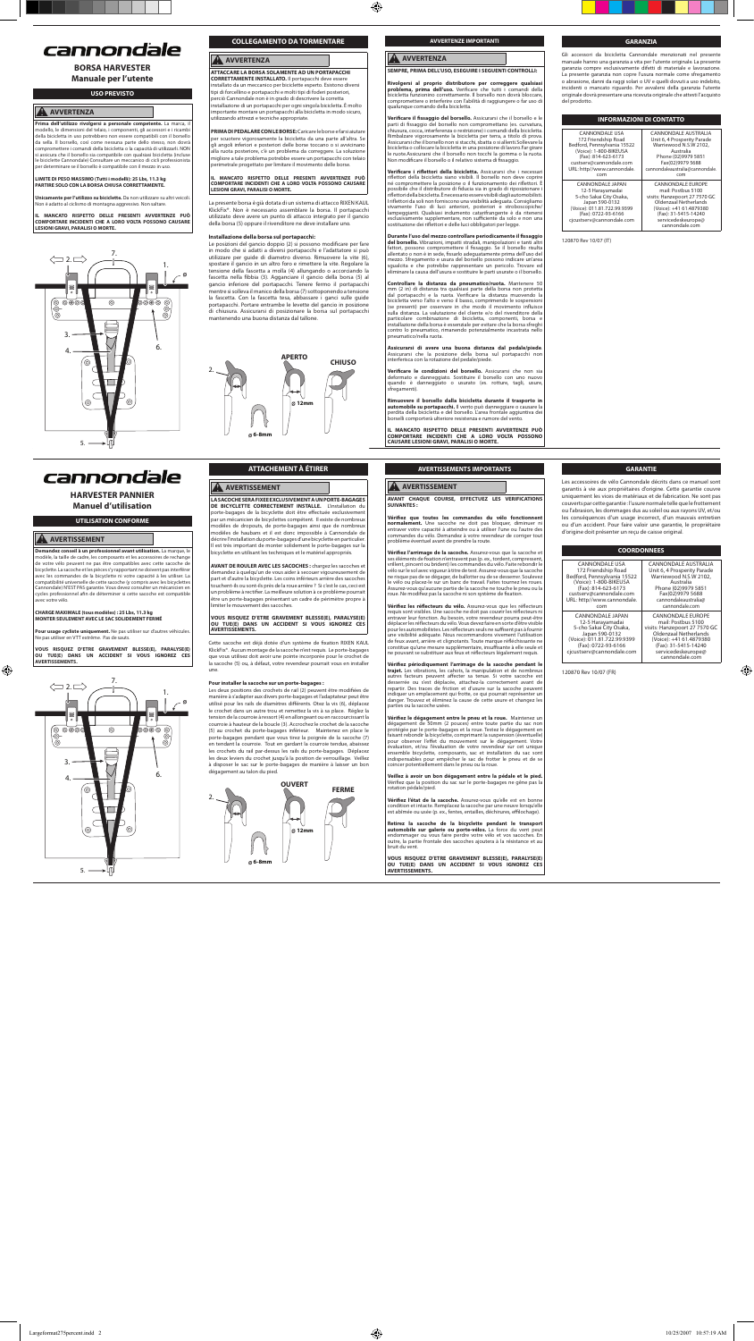# cannondale

## BORSA HARVESTER
## Manuale per l'utente

### USO PREVISTO

**⚠ AVVERTENZA**

**Prima dell'utilizzo rivolgersi a personale competente.** La marca, il modello, le dimensioni del telaio, i componenti, gli accessori e i ricambi della bicicletta in uso potrebbero non essere compatibili con il borsello da sella. Il borsello, così come nessuna parte dello stesso, non dovrà compromettere i comandi della bicicletta o la capacità di utilizzarli. NON si assicura che il borsello sia compatibile con qualsiasi bicicletta (incluse le biciclette Cannondale) Consultare un meccanico di cicli professionista per determinare se il borsello è compatibile con il mezzo in uso.

**LIMITE DI PESO MASSIMO (Tutti i modelli): 25 Lbs, 11.3 kg**
**PARTIRE SOLO CON LA BORSA CHIUSA CORRETTAMENTE.**

**Unicamente per l'utilizzo su bicicletta.** Da non utilizzare su altri veicoli. Non è adatto al ciclismo di montagna aggressivo. Non saltare.

**IL MANCATO RISPETTO DELLE PRESENTI AVVERTENZE PUÒ COMPORTARE INCIDENTI CHE A LORO VOLTA POSSONO CAUSARE LESIONI GRAVI, PARALISI O MORTE.**

2. 7. 1. 3. 4. 6. 5.

### COLLEGAMENTO DA TORMENTARE

**⚠ AVVERTENZA**

**ATTACCARE LA BORSA SOLAMENTE AD UN PORTAPACCHI CORRETTAMENTE INSTALLATO.** Il portapacchi deve essere installato da un meccanico per biciclette esperto. Esistono diversi tipi di forcellino e portapacchi e molti tipi di foderi posteriori, perciò Cannondale non è in grado di descrivere la corretta installazione di un portapacchi per ogni singola bicicletta. È molto importante montare un portapacchi alla bicicletta in modo sicuro, utilizzando attrezzi e tecniche appropriate.

**PRIMA DI PEDALARE CON LE BORSE:** Caricare le borse e farsi aiutare per scuotere vigorosamente la bicicletta da una parte all'altra. Se gli angoli inferiori e posteriori delle borse toccano o si avvicinano alla ruota posteriore, c'è un problema da correggere. La soluzione migliore a tale problema potrebbe essere un portapacchi con telaio perimetrale progettato per limitare il movimento delle borse.

**IL MANCATO RISPETTO DELLE PRESENTI AVVERTENZE PUÒ COMPORTARE INCIDENTI CHE A LORO VOLTA POSSONO CAUSARE LESIONI GRAVI, PARALISI O MORTE.**

La presente borsa è già dotata di un sistema di attacco RIXEN KAUL KlickFix®. Non è necessario assemblare la borsa. Il portapacchi utilizzato deve avere un punto di attacco integrato per il gancio della borsa (5) oppure il rivenditore ne deve installare uno.

**Installazione della borsa sul portapacchi:**

Le posizioni del gancio doppio (2) si possono modificare per fare in modo che si adatti a diversi portapacchi e l'adattatore si può utilizzare per guide di diametro diverso. Rimuovere la vite (6), spostare il gancio in un altro foro e rimettere la vite. Regolare la tensione della fascetta a molla (4) allungando o accorciando la fascetta nella fibbia (3). Agganciare il gancio della borsa (5) al gancio inferiore del portapacchi. Tenere fermo il portapacchi mentre si solleva il manico della borsa (7) sottoponendo a tensione la fascetta. Con la fascetta tesa, abbassare i ganci sulle guide portapacchi. Portare entrambe le levette del gancio in posizione di chiusura. Assicurarsi di posizionare la borsa sul portapacchi mantenendo una buona distanza dal tallone.

2. APERTO CHIUSO ⌀ 12mm ⌀ 6-8mm

### AVVERTENZE IMPORTANTI

**⚠ AVVERTENZA**

**SEMPRE, PRIMA DELL'USO, ESEGUIRE I SEGUENTI CONTROLLI:**

**Rivolgersi al proprio distributore per correggere qualsiasi problema, prima dell'uso.** Verificare che tutti i comandi della bicicletta funzionino correttamente. Il borsello non dovrà bloccare, compromettere o interferire con l'abilità di raggiungere o far uso di qualunque comando della bicicletta.

**Verificare il fissaggio del borsello.** Assicurarsi che il borsello e le parti di fissaggio del borsello non compromettano (es. curvatura, chiusura, cocca, interferenza o restrizione) i comandi della bicicletta. Rimbalzare vigorosamente la bicicletta per terra, a titolo di prova. Assicurarsi che il borsello non si stacchi, sbatta o si allenti.Sollevare la bicicletta o collocare la bicicletta in una posizione di lavoro. Far girare le ruote.Assicurarsi che il borsello non tocchi la gomma o la ruota. Non modificare il borsello o il relativo sistema di fissaggio.

**Verificare i riflettori della bicicletta.** Assicurarsi che i necessari riflettori della bicicletta siano visibili. Il borsello non deve coprire né compromettere la posizione o il funzionamento dei riflettori. È possibile che il distributore di fiducia sia in grado di riposizionare i riflettori della bicicletta. È necessario essere visibili dagli automobilisti. I riflettori da soli non forniscono una visibilità adeguata. Consigliamo vivamente l'uso di luci anteriori, posteriori e stroboscopiche/lampeggianti. Qualsiasi indumento catarifrangente è da ritenersi esclusivamente supplementare, non sufficiente da solo e non una sostituzione dei riflettori e delle luci obbligatori per legge.

**Durante l'uso del mezzo controllare periodicamente il fissaggio del borsello.** Vibrazioni, impatti stradali, manipolazioni e tanti altri fattori, possono compromettere il fissaggio. Se il borsello risulta allentato o non è in sede, fissarlo adeguatamente prima dell'uso del mezzo. Sfregamento e usura del borsello possono indicare un'area squalcita e che potrebbe rappresentare un pericolo. Trovare ed eliminare la causa dell'usura e sostituire le parti usurate o il borsello.

**Controllare la distanza da pneumatico/ruota.** Mantenere 50 mm (2 in) di distanza tra qualsiasi parte della borsa non protetta dal portapacchi e la ruota. Verificare la distanza muovendo la bicicletta verso l'alto e verso il basso, comprimendo le sospensioni (se presenti) per osservare in che modo il movimento influisce sulla distanza. La valutazione del cliente e/o del rivenditore della particolare combinazione di bicicletta, componenti, borsa e installazione della borsa è essenziale per evitare che la borsa strofini contro lo pneumatico, rimanendo potenzialmente incastrata nello pneumatico/nella ruota.

**Assicurarsi di avere una buona distanza dal pedale/piede.** Assicurarsi che la posizione della borsa sul portapacchi non interferisca con la rotazione del pedale/piede.

**Verificare le condizioni del borsello.** Assicurarsi che non sia deformato e danneggiato. Sostituire il borsello con uno nuovo quando è danneggiato o usurato (es. rotture, tagli, usure, sfregamenti).

**Rimuovere il borsello dalla bicicletta durante il trasporto in automobile su portapacchi.** Il vento può danneggiare o causare la perdita della bicicletta e del borsello. L'area frontale aggiuntiva dei borselli comporterà ulteriore resistenza e rumore del vento.

**IL MANCATO RISPETTO DELLE PRESENTI AVVERTENZE PUÒ COMPORTARE INCIDENTI CHE A LORO VOLTA POSSONO CAUSARE LESIONI GRAVI, PARALISI O MORTE.**

### GARANZIA

Gli accessori da bicicletta Cannondale menzionati nel presente manuale hanno una garanzia a vita per l'utente originale. La presente garanzia compre esclusivamente difetti di materiale e lavorazione. La presente garanzia non copre l'usura normale come sfregamento o abrasione, danni da raggi solari o UV e quelli dovuti a uso indebito, incidenti o mancato riguardo. Per avvalersi della garanzia l'utente originale dovrà presentare una ricevuta originale che attesti l'acquisto del prodotto.

### INFORMAZIONI DI CONTATTO

| | |
|---|---|
| CANNONDALE USA<br>172 Friendship Road<br>Bedford, Pennsylvania 15522<br>(Voice): 1-800-BIKEUSA<br>(Fax): 814-623-6173<br>custserv@cannondale.com<br>URL: http://www.cannondale.com | CANNONDALE AUSTRALIA<br>Unit 6, 4 Prosperity Parade<br>Warriewood N.S.W 2102, Australia<br>Phone (02)9979 5851<br>Fax(02)9979 5688<br>cannondaleaustralia@cannondale.com |
| CANNONDALE JAPAN<br>12-5 Harayamadai<br>5-cho Sakai City Osaka,<br>Japan 590-0132<br>(Voice): 011.81.722.99.9399<br>(Fax): 0722-93-6166<br>cjcustserv@cannondale.com | CANNONDALE EUROPE<br>mail: Postbus 5100<br>visits: Hanzepoort 27 7570 GC<br>Oldenzaal Netherlands<br>(Voice): +41 61.4879380<br>(Fax): 31-5415-14240<br>servicedeskeurope@cannondale.com |

120870 Rev 10/07 (IT)

---

# cannondale

## HARVESTER PANNIER
## Manuel d'utilisation

### UTILISATION CONFORME

**⚠ AVERTISSEMENT**

**Demandez conseil à un professionnel avant utilisation.** La marque, le modèle, la taille de cadre, les composants et les accessoires de rechange de votre vélo peuvent ne pas être compatibles avec cette sacoche de bicyclette. La sacoche et les pièces s'y rapportant ne doivent pas interférer avec les commandes de la bicyclette ni votre capacité à les utiliser. La compatibilité universelle de cette sacoche (y compris avec les bicyclettes Cannondale) N'EST PAS garantie. Vous devez consulter un mécanicien en cycles professionnel afin de déterminer si cette sacoche est compatible avec votre vélo.

**CHARGE MAXIMALE (tous modèles) : 25 Lbs, 11,3 kg**
**MONTER SEULEMENT AVEC LE SAC SOLIDEMENT FERMÉ**

**Pour usage cycliste uniquement.** Ne pas utiliser sur d'autres véhicules. Ne pas utiliser en VTT extrême. Pas de sauts.

**VOUS RISQUEZ D'ÊTRE GRAVEMENT BLESSÉ(E), PARALYSÉ(E) OU TUÉ(E) DANS UN ACCIDENT SI VOUS IGNOREZ CES AVERTISSEMENTS.**

2. 7. 1. 3. 4. 6. 5.

### ATTACHEMENT À ÉTIRER

**⚠ AVERTISSEMENT**

**LA SACOCHE SERA FIXÉE EXCLUSIVEMENT À UN PORTE-BAGAGES DE BICYCLETTE CORRECTEMENT INSTALLÉ.** L'installation du porte-bagages de la bicyclette doit être effectuée exclusivement par un mécanicien de bicyclettes compétent. Il existe de nombreux modèles de dropouts, de porte-bagages ainsi que de nombreux modèles de haubans et il est donc impossible à Cannondale de décrire l'installation du porte-bagages d'une bicyclette en particulier. Il est très important de monter solidement le porte-bagages sur la bicyclette en utilisant les techniques et le matériel appropriés.

**AVANT DE ROULER AVEC LES SACOCHES :** chargez les sacoches et demandez à quelqu'un de vous aider à secouer vigoureusement de part et d'autre la bicyclette. Les coins inférieurs arrière des sacoches touchent-ils ou sont-ils près de la roue arrière ? Si c'est le cas, ceci est un problème à rectifier. La meilleure solution à ce problème pourrait être un porte-bagages présentant un cadre de périmètre propre à limiter le mouvement des sacoches.

**VOUS RISQUEZ D'ÊTRE GRAVEMENT BLESSÉ(E), PARALYSÉ(E) OU TUÉ(E) DANS UN ACCIDENT SI VOUS IGNOREZ CES AVERTISSEMENTS.**

Cette sacoche est déjà dotée d'un système de fixation RIXEN KAUL KlickFix®. Aucun montage de la sacoche n'est requis. Le porte-bagages que vous utilisez doit avoir une pointe incorporée pour le crochet de la sacoche (5) ou, à défaut, votre revendeur pourrait vous en installer une.

**Pour installer la sacoche sur un porte-bagages :**

Les deux positions des crochets de rail (2) peuvent être modifiées de manière à s'adapter aux divers porte-bagages et l'adaptateur peut être utilisé pour les rails de diamètres différents. Ôtez la vis (6), déplacez le crochet dans un autre trou et remettez la vis à sa place. Réglez la tension de la courroie à ressort (4) en allongeant ou en raccourcissant la courroie à hauteur de la boucle (3). Accrochez le crochet de la sacoche (5) au crochet du porte-bagages inférieur. Maintenez en place le porte-bagages pendant que vous tirez la poignée de la sacoche (7) en tendant la courroie. Tout en gardant la courroie tendue, abaissez les crochets du rail par-dessus les rails du porte-bagages. Déplacez les deux leviers du crochet jusqu'à la position de verrouillage. Veillez à disposer le sac sur le porte-bagages de manière à laisser un bon dégagement au talon du pied.

2. OUVERT FERME ⌀ 12mm ⌀ 6-8mm

### AVERTISSEMENTS IMPORTANTS

**⚠ AVERTISSEMENT**

**AVANT CHAQUE COURSE, EFFECTUEZ LES VÉRIFICATIONS SUIVANTES :**

**Vérifiez que toutes les commandes du vélo fonctionnent normalement.** Une sacoche ne doit pas bloquer, diminuer ni entraver votre capacité à atteindre ou à utiliser l'une ou l'autre des commandes du vélo. Demandez à votre revendeur de corriger tout problème éventuel avant de prendre la route.

**Vérifiez l'arrimage de la sacoche.** Assurez-vous que la sacoche et ses éléments de fixation n'entravent pas (p. ex., tordent, compressent, vrillent, pincent ou brident) les commandes du vélo. Faites rebondir le vélo sur le sol avec vigueur à titre de test. Assurez-vous que la sacoche ne risque pas de se dégager, de ballotter ou de se desserrer. Soulevez le vélo ou placez-le sur un banc de travail. Faites tournez les roues. Assurez-vous qu'aucune partie de la sacoche ne touche le pneu ou la roue. Ne modifiez pas la sacoche ni son système de fixation.

**Vérifiez les réflecteurs du vélo.** Assurez-vous que les réflecteurs requis sont visibles. Une sacoche ne doit pas couvrir les réflecteurs ni entraver leur fonction. Au besoin, votre revendeur pourra peut-être déplacer les réflecteurs du vélo. Vous devez faire en sorte d'être visible pour les automobilistes. Les réflecteurs seuls ne suffisent pas à fournir une visibilité adéquate. Nous recommandons vivement l'utilisation de feux avant, arrière et clignotants. Toute marque réfléchissante ne constitue qu'une mesure supplémentaire, insuffisante à elle seule et ne pouvant se substituer aux feux et réflecteurs légalement requis.

**Vérifiez périodiquement l'arrimage de la sacoche pendant le trajet.** Les vibrations, les cahots, la manipulation et de nombreux autres facteurs peuvent affecter sa tenue. Si votre sacoche est desserrée ou s'est déplacée, attachez-la correctement avant de repartir. Des traces de friction et d'usure sur la sacoche peuvent indiquer un emplacement qui frotte, ce qui pourrait représenter un danger. Trouvez et éliminez la cause de cette usure et changez les parties ou la sacoche usées.

**Vérifiez le dégagement entre le pneu et la roue.** Maintenez un dégagement de 50mm (2 pouces) entre toute partie du sac non protégée par le porte-bagages et la roue. Testez le dégagement en faisant rebondir la bicyclette, comprimant la suspension (éventuelle) pour observer l'effet du mouvement sur le dégagement. Votre évaluation, et/ou l'évaluation de votre revendeur sur cet unique ensemble bicyclette, composants, sac et installation du sac sont indispensables pour empêcher le sac de frotter le pneu et de se coincer potentiellement dans le pneu ou la roue.

**Veillez à avoir un bon dégagement entre la pédale et le pied.** Vérifiez que la position du sac sur le porte-bagages ne gêne pas la rotation pédale/pied.

**Vérifiez l'état de la sacoche.** Assurez-vous qu'elle est en bonne condition et intacte. Remplacez la sacoche par une neuve lorsqu'elle est abîmée ou usée (p. ex., fentes, entailles, déchirures, effilochage).

**Retirez la sacoche de la bicyclette pendant le transport automobile sur galerie ou porte-vélos.** La force du vent peut endommager ou vous faire perdre votre vélo et vos sacoches. En outre, la partie frontale des sacoches ajoutera à la résistance et au bruit du vent.

**VOUS RISQUEZ D'ÊTRE GRAVEMENT BLESSÉ(E), PARALYSÉ(E) OU TUÉ(E) DANS UN ACCIDENT SI VOUS IGNOREZ CES AVERTISSEMENTS.**

### GARANTIE

Les accessoires de vélo Cannondale décrits dans ce manuel sont garantis à vie aux propriétaires d'origine. Cette garantie couvre uniquement les vices de matériaux et de fabrication. Ne sont pas couverts par cette garantie : l'usure normale telle que le frottement ou l'abrasion, les dommages dus au soleil ou aux rayons UV, et/ou les conséquences d'un usage incorrect, d'un mauvais entretien ou d'un accident. Pour faire valoir une garantie, le propriétaire d'origine doit présenter un reçu de caisse original.

### COORDONNÉES

| | |
|---|---|
| CANNONDALE USA<br>172 Friendship Road<br>Bedford, Pennsylvania 15522<br>(Voice): 1-800-BIKEUSA<br>(Fax): 814-623-6173<br>custserv@cannondale.com<br>URL: http://www.cannondale.com | CANNONDALE AUSTRALIA<br>Unit 6, 4 Prosperity Parade<br>Warriewood N.S.W 2102, Australia<br>Phone (02)9979 5851<br>Fax(02)9979 5688<br>cannondaleaustralia@cannondale.com |
| CANNONDALE JAPAN<br>12-5 Harayamadai<br>5-cho Sakai City Osaka,<br>Japan 590-0132<br>(Voice): 011.81.722.99.9399<br>(Fax): 0722-93-6166<br>cjcustserv@cannondale.com | CANNONDALE EUROPE<br>mail: Postbus 5100<br>visits: Hanzepoort 27 7570 GC<br>Oldenzaal Netherlands<br>(Voice): +41 61.4879380<br>(Fax): 31-5415-14240<br>servicedeskeurope@cannondale.com |

120870 Rev 10/07 (FR)